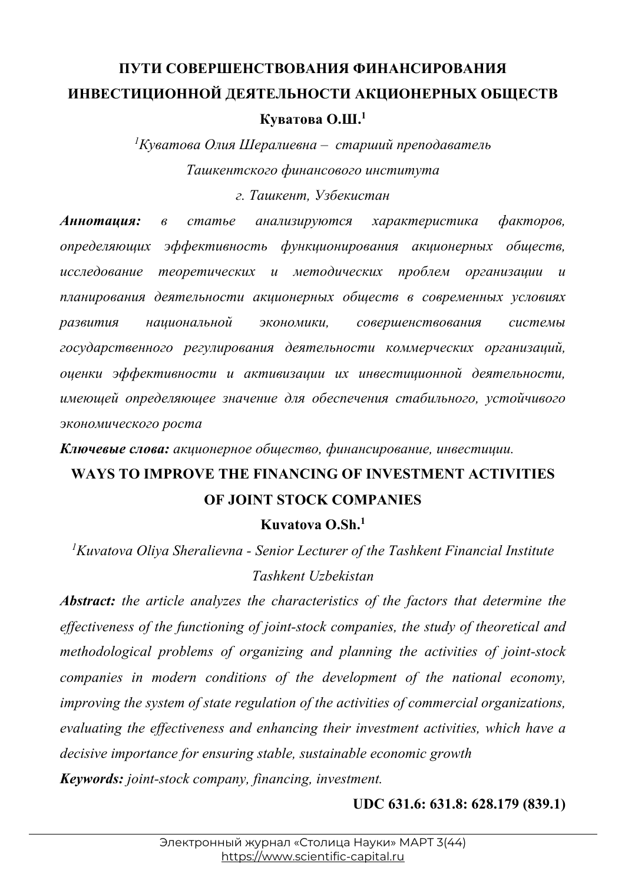# ПУТИ СОВЕРШЕНСТВОВАНИЯ ФИНАНСИРОВАНИЯ ИНВЕСТИЦИОННОЙ ДЕЯТЕЛЬНОСТИ АКЦИОНЕРНЫХ ОБЩЕСТВ

**Куватова О.Ш.[1]**

*[1]Куватова Олия Шералиевна – старший преподаватель Ташкентского финансового института г. Ташкент, Узбекистан*

***Аннотация:*** *в статье анализируются характеристика факторов, определяющих эффективность функционирования акционерных обществ, исследование теоретических и методических проблем организации и планирования деятельности акционерных обществ в современных условиях развития национальной экономики, совершенствования системы государственного регулирования деятельности коммерческих организаций, оценки эффективности и активизации их инвестиционной деятельности, имеющей определяющее значение для обеспечения стабильного, устойчивого экономического роста*

***Ключевые слова:*** *акционерное общество, финансирование, инвестиции.*

# WAYS TO IMPROVE THE FINANCING OF INVESTMENT ACTIVITIES OF JOINT STOCK COMPANIES

**Kuvatova O.Sh.[1]**

*[1]Kuvatova Oliya Sheralievna - Senior Lecturer of the Tashkent Financial Institute Tashkent Uzbekistan*

***Abstract:*** *the article analyzes the characteristics of the factors that determine the effectiveness of the functioning of joint-stock companies, the study of theoretical and methodological problems of organizing and planning the activities of joint-stock companies in modern conditions of the development of the national economy, improving the system of state regulation of the activities of commercial organizations, evaluating the effectiveness and enhancing their investment activities, which have a decisive importance for ensuring stable, sustainable economic growth*

***Keywords:*** *joint-stock company, financing, investment.*

**UDC 631.6: 631.8: 628.179 (839.1)**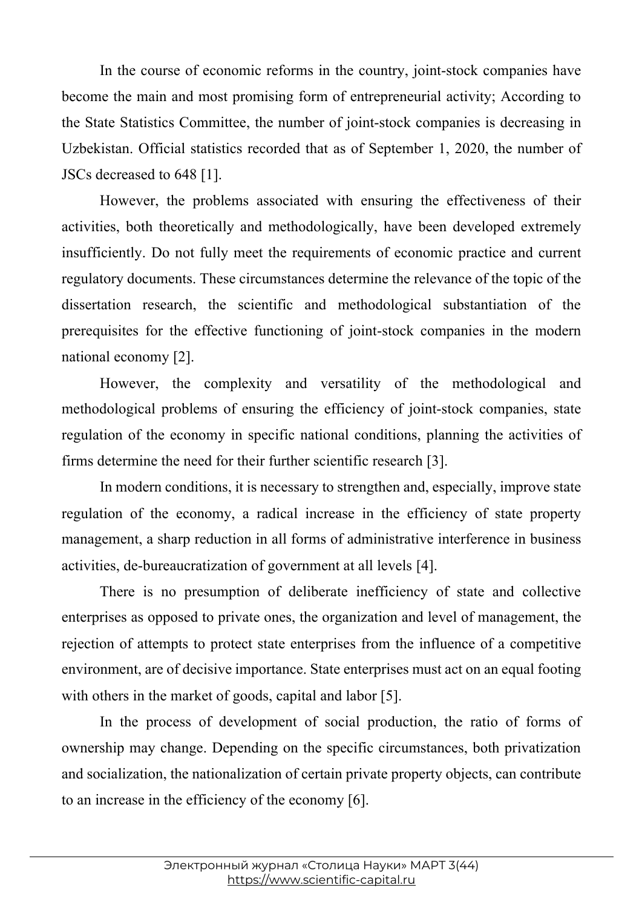In the course of economic reforms in the country, joint-stock companies have become the main and most promising form of entrepreneurial activity; According to the State Statistics Committee, the number of joint-stock companies is decreasing in Uzbekistan. Official statistics recorded that as of September 1, 2020, the number of JSCs decreased to 648 [1].

However, the problems associated with ensuring the effectiveness of their activities, both theoretically and methodologically, have been developed extremely insufficiently. Do not fully meet the requirements of economic practice and current regulatory documents. These circumstances determine the relevance of the topic of the dissertation research, the scientific and methodological substantiation of the prerequisites for the effective functioning of joint-stock companies in the modern national economy [2].

However, the complexity and versatility of the methodological and methodological problems of ensuring the efficiency of joint-stock companies, state regulation of the economy in specific national conditions, planning the activities of firms determine the need for their further scientific research [3].

In modern conditions, it is necessary to strengthen and, especially, improve state regulation of the economy, a radical increase in the efficiency of state property management, a sharp reduction in all forms of administrative interference in business activities, de-bureaucratization of government at all levels [4].

There is no presumption of deliberate inefficiency of state and collective enterprises as opposed to private ones, the organization and level of management, the rejection of attempts to protect state enterprises from the influence of a competitive environment, are of decisive importance. State enterprises must act on an equal footing with others in the market of goods, capital and labor [5].

In the process of development of social production, the ratio of forms of ownership may change. Depending on the specific circumstances, both privatization and socialization, the nationalization of certain private property objects, can contribute to an increase in the efficiency of the economy [6].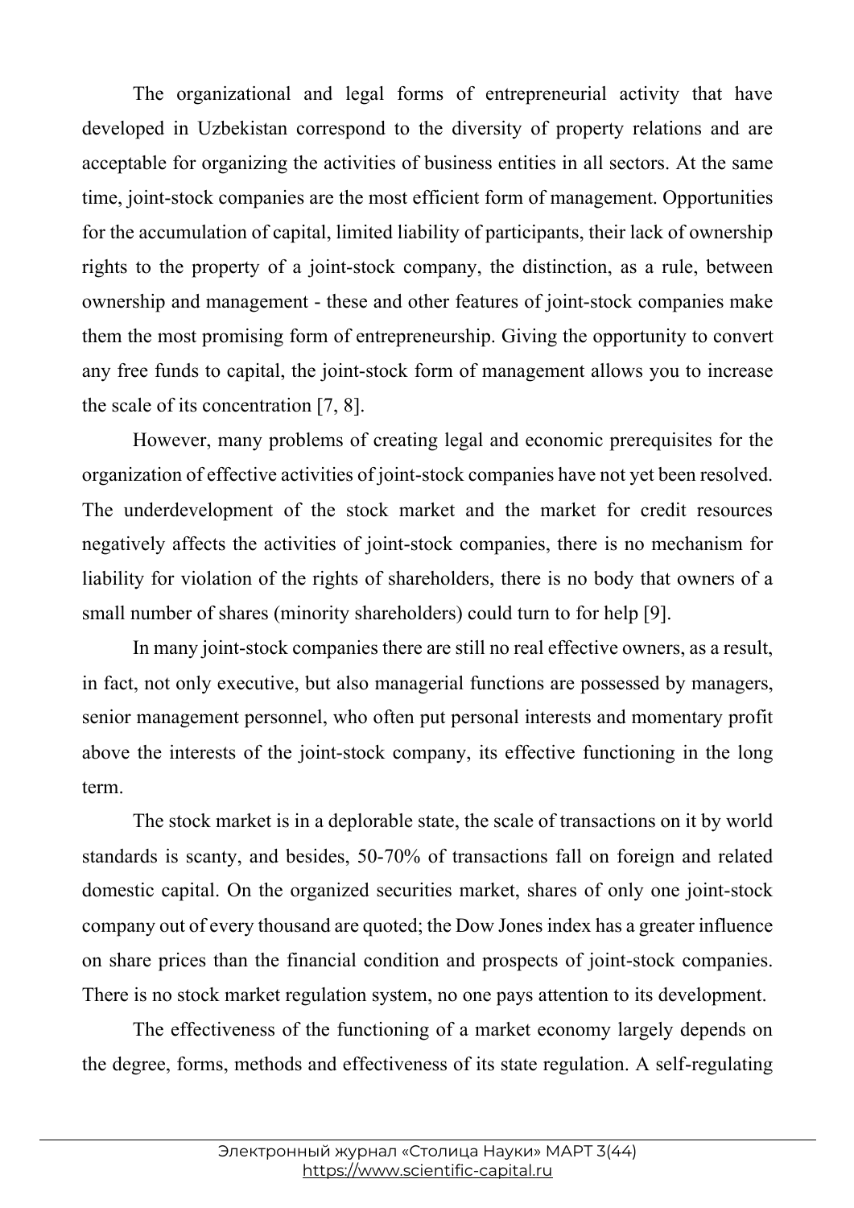The organizational and legal forms of entrepreneurial activity that have developed in Uzbekistan correspond to the diversity of property relations and are acceptable for organizing the activities of business entities in all sectors. At the same time, joint-stock companies are the most efficient form of management. Opportunities for the accumulation of capital, limited liability of participants, their lack of ownership rights to the property of a joint-stock company, the distinction, as a rule, between ownership and management - these and other features of joint-stock companies make them the most promising form of entrepreneurship. Giving the opportunity to convert any free funds to capital, the joint-stock form of management allows you to increase the scale of its concentration [7, 8].

However, many problems of creating legal and economic prerequisites for the organization of effective activities of joint-stock companies have not yet been resolved. The underdevelopment of the stock market and the market for credit resources negatively affects the activities of joint-stock companies, there is no mechanism for liability for violation of the rights of shareholders, there is no body that owners of a small number of shares (minority shareholders) could turn to for help [9].

In many joint-stock companies there are still no real effective owners, as a result, in fact, not only executive, but also managerial functions are possessed by managers, senior management personnel, who often put personal interests and momentary profit above the interests of the joint-stock company, its effective functioning in the long term.

The stock market is in a deplorable state, the scale of transactions on it by world standards is scanty, and besides, 50-70% of transactions fall on foreign and related domestic capital. On the organized securities market, shares of only one joint-stock company out of every thousand are quoted; the Dow Jones index has a greater influence on share prices than the financial condition and prospects of joint-stock companies. There is no stock market regulation system, no one pays attention to its development.

The effectiveness of the functioning of a market economy largely depends on the degree, forms, methods and effectiveness of its state regulation. A self-regulating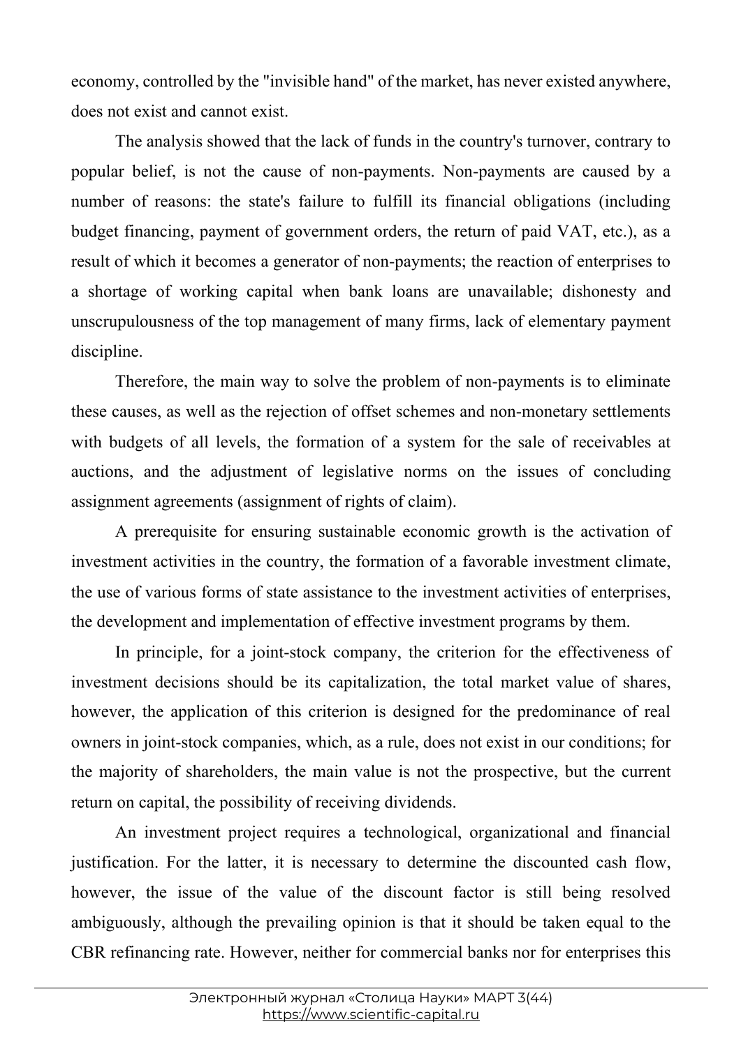economy, controlled by the "invisible hand" of the market, has never existed anywhere, does not exist and cannot exist.

The analysis showed that the lack of funds in the country's turnover, contrary to popular belief, is not the cause of non-payments. Non-payments are caused by a number of reasons: the state's failure to fulfill its financial obligations (including budget financing, payment of government orders, the return of paid VAT, etc.), as a result of which it becomes a generator of non-payments; the reaction of enterprises to a shortage of working capital when bank loans are unavailable; dishonesty and unscrupulousness of the top management of many firms, lack of elementary payment discipline.

Therefore, the main way to solve the problem of non-payments is to eliminate these causes, as well as the rejection of offset schemes and non-monetary settlements with budgets of all levels, the formation of a system for the sale of receivables at auctions, and the adjustment of legislative norms on the issues of concluding assignment agreements (assignment of rights of claim).

A prerequisite for ensuring sustainable economic growth is the activation of investment activities in the country, the formation of a favorable investment climate, the use of various forms of state assistance to the investment activities of enterprises, the development and implementation of effective investment programs by them.

In principle, for a joint-stock company, the criterion for the effectiveness of investment decisions should be its capitalization, the total market value of shares, however, the application of this criterion is designed for the predominance of real owners in joint-stock companies, which, as a rule, does not exist in our conditions; for the majority of shareholders, the main value is not the prospective, but the current return on capital, the possibility of receiving dividends.

An investment project requires a technological, organizational and financial justification. For the latter, it is necessary to determine the discounted cash flow, however, the issue of the value of the discount factor is still being resolved ambiguously, although the prevailing opinion is that it should be taken equal to the CBR refinancing rate. However, neither for commercial banks nor for enterprises this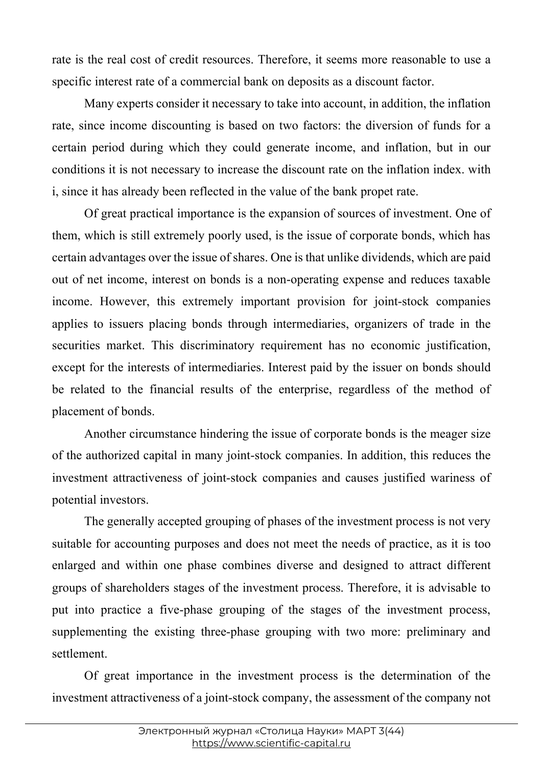rate is the real cost of credit resources. Therefore, it seems more reasonable to use a specific interest rate of a commercial bank on deposits as a discount factor.

Many experts consider it necessary to take into account, in addition, the inflation rate, since income discounting is based on two factors: the diversion of funds for a certain period during which they could generate income, and inflation, but in our conditions it is not necessary to increase the discount rate on the inflation index. with i, since it has already been reflected in the value of the bank propet rate.

Of great practical importance is the expansion of sources of investment. One of them, which is still extremely poorly used, is the issue of corporate bonds, which has certain advantages over the issue of shares. One is that unlike dividends, which are paid out of net income, interest on bonds is a non-operating expense and reduces taxable income. However, this extremely important provision for joint-stock companies applies to issuers placing bonds through intermediaries, organizers of trade in the securities market. This discriminatory requirement has no economic justification, except for the interests of intermediaries. Interest paid by the issuer on bonds should be related to the financial results of the enterprise, regardless of the method of placement of bonds.

Another circumstance hindering the issue of corporate bonds is the meager size of the authorized capital in many joint-stock companies. In addition, this reduces the investment attractiveness of joint-stock companies and causes justified wariness of potential investors.

The generally accepted grouping of phases of the investment process is not very suitable for accounting purposes and does not meet the needs of practice, as it is too enlarged and within one phase combines diverse and designed to attract different groups of shareholders stages of the investment process. Therefore, it is advisable to put into practice a five-phase grouping of the stages of the investment process, supplementing the existing three-phase grouping with two more: preliminary and settlement.

Of great importance in the investment process is the determination of the investment attractiveness of a joint-stock company, the assessment of the company not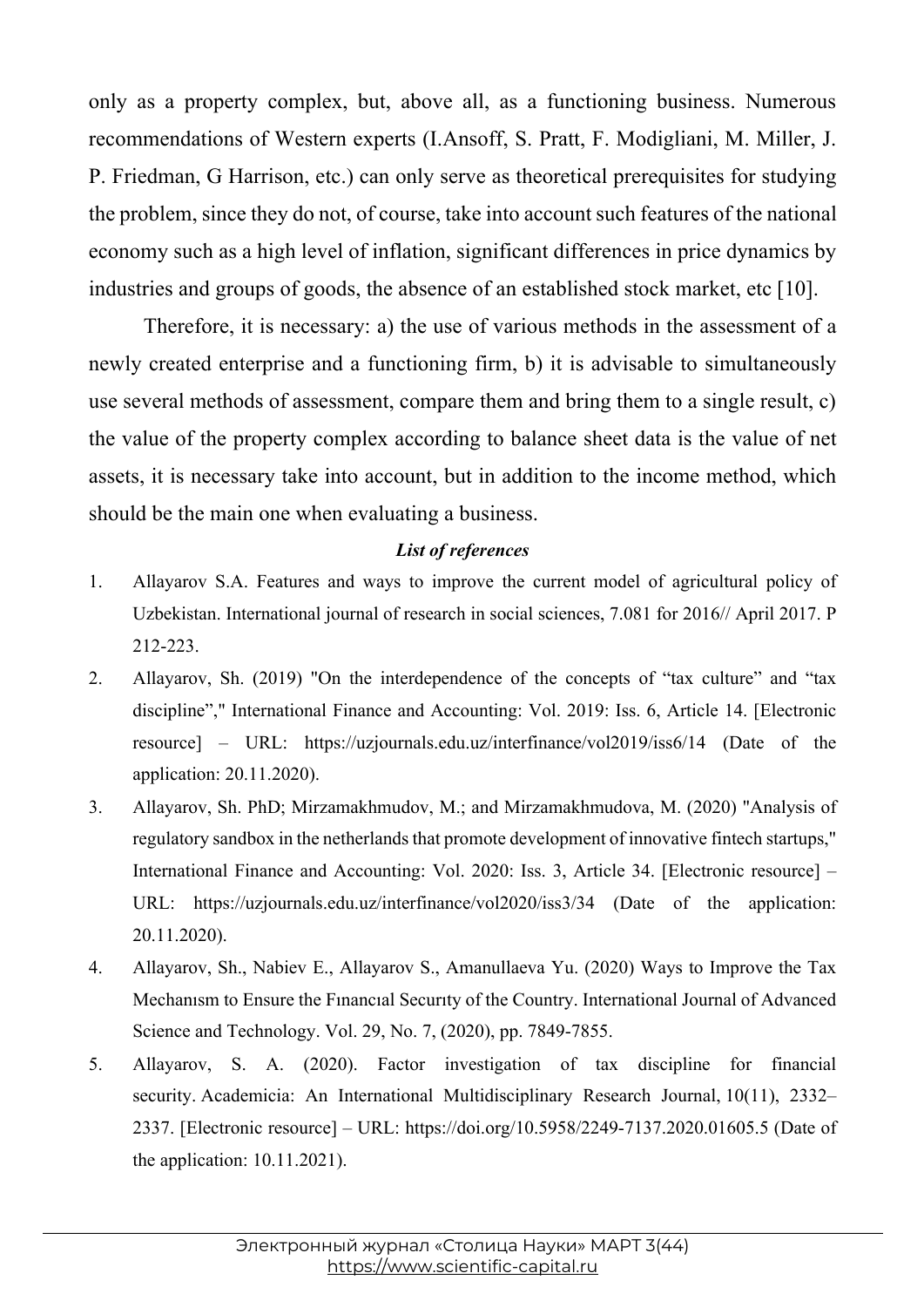only as a property complex, but, above all, as a functioning business. Numerous recommendations of Western experts (I.Ansoff, S. Pratt, F. Modigliani, M. Miller, J. P. Friedman, G Harrison, etc.) can only serve as theoretical prerequisites for studying the problem, since they do not, of course, take into account such features of the national economy such as a high level of inflation, significant differences in price dynamics by industries and groups of goods, the absence of an established stock market, etc [10].

Therefore, it is necessary: a) the use of various methods in the assessment of a newly created enterprise and a functioning firm, b) it is advisable to simultaneously use several methods of assessment, compare them and bring them to a single result, c) the value of the property complex according to balance sheet data is the value of net assets, it is necessary take into account, but in addition to the income method, which should be the main one when evaluating a business.

***List of references***

1. Allayarov S.A. Features and ways to improve the current model of agricultural policy of Uzbekistan. International journal of research in social sciences, 7.081 for 2016// April 2017. P 212-223.
2. Allayarov, Sh. (2019) "On the interdependence of the concepts of “tax culture” and “tax discipline”," International Finance and Accounting: Vol. 2019: Iss. 6, Article 14. [Electronic resource] – URL: https://uzjournals.edu.uz/interfinance/vol2019/iss6/14 (Date of the application: 20.11.2020).
3. Allayarov, Sh. PhD; Mirzamakhmudov, M.; and Mirzamakhmudova, M. (2020) "Analysis of regulatory sandbox in the netherlands that promote development of innovative fintech startups," International Finance and Accounting: Vol. 2020: Iss. 3, Article 34. [Electronic resource] – URL: https://uzjournals.edu.uz/interfinance/vol2020/iss3/34 (Date of the application: 20.11.2020).
4. Allayarov, Sh., Nabiev E., Allayarov S., Amanullaeva Yu. (2020) Ways to Improve the Tax Mechanısm to Ensure the Fınancıal Securıty of the Country. International Journal of Advanced Science and Technology. Vol. 29, No. 7, (2020), pp. 7849-7855.
5. Allayarov, S. A. (2020). Factor investigation of tax discipline for financial security. Academicia: An International Multidisciplinary Research Journal, 10(11), 2332–2337. [Electronic resource] – URL: https://doi.org/10.5958/2249-7137.2020.01605.5 (Date of the application: 10.11.2021).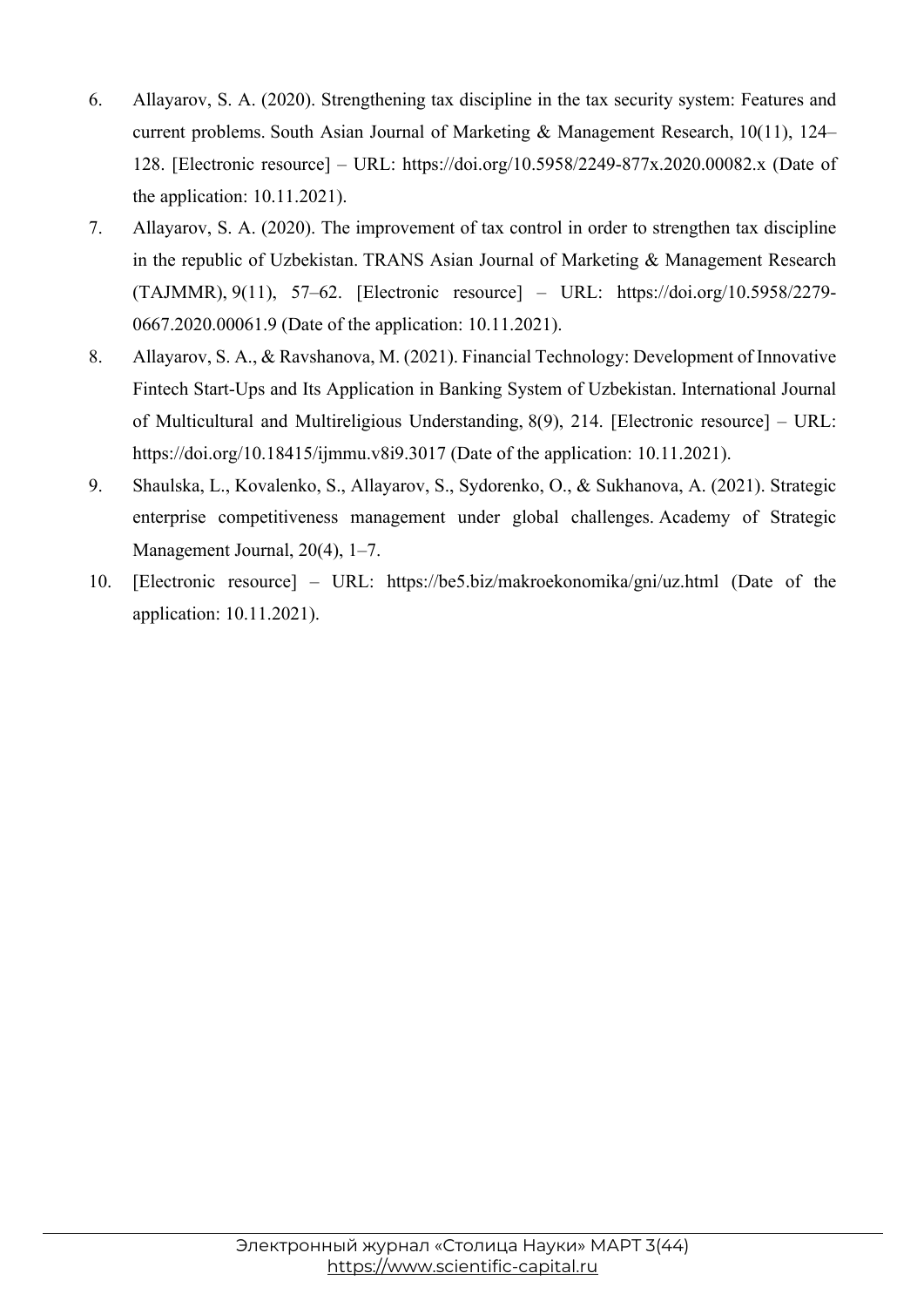6. Allayarov, S. A. (2020). Strengthening tax discipline in the tax security system: Features and current problems. South Asian Journal of Marketing & Management Research, 10(11), 124–128. [Electronic resource] – URL: https://doi.org/10.5958/2249-877x.2020.00082.x (Date of the application: 10.11.2021).
7. Allayarov, S. A. (2020). The improvement of tax control in order to strengthen tax discipline in the republic of Uzbekistan. TRANS Asian Journal of Marketing & Management Research (TAJMMR), 9(11), 57–62. [Electronic resource] – URL: https://doi.org/10.5958/2279-0667.2020.00061.9 (Date of the application: 10.11.2021).
8. Allayarov, S. A., & Ravshanova, M. (2021). Financial Technology: Development of Innovative Fintech Start-Ups and Its Application in Banking System of Uzbekistan. International Journal of Multicultural and Multireligious Understanding, 8(9), 214. [Electronic resource] – URL: https://doi.org/10.18415/ijmmu.v8i9.3017 (Date of the application: 10.11.2021).
9. Shaulska, L., Kovalenko, S., Allayarov, S., Sydorenko, O., & Sukhanova, A. (2021). Strategic enterprise competitiveness management under global challenges. Academy of Strategic Management Journal, 20(4), 1–7.
10. [Electronic resource] – URL: https://be5.biz/makroekonomika/gni/uz.html (Date of the application: 10.11.2021).